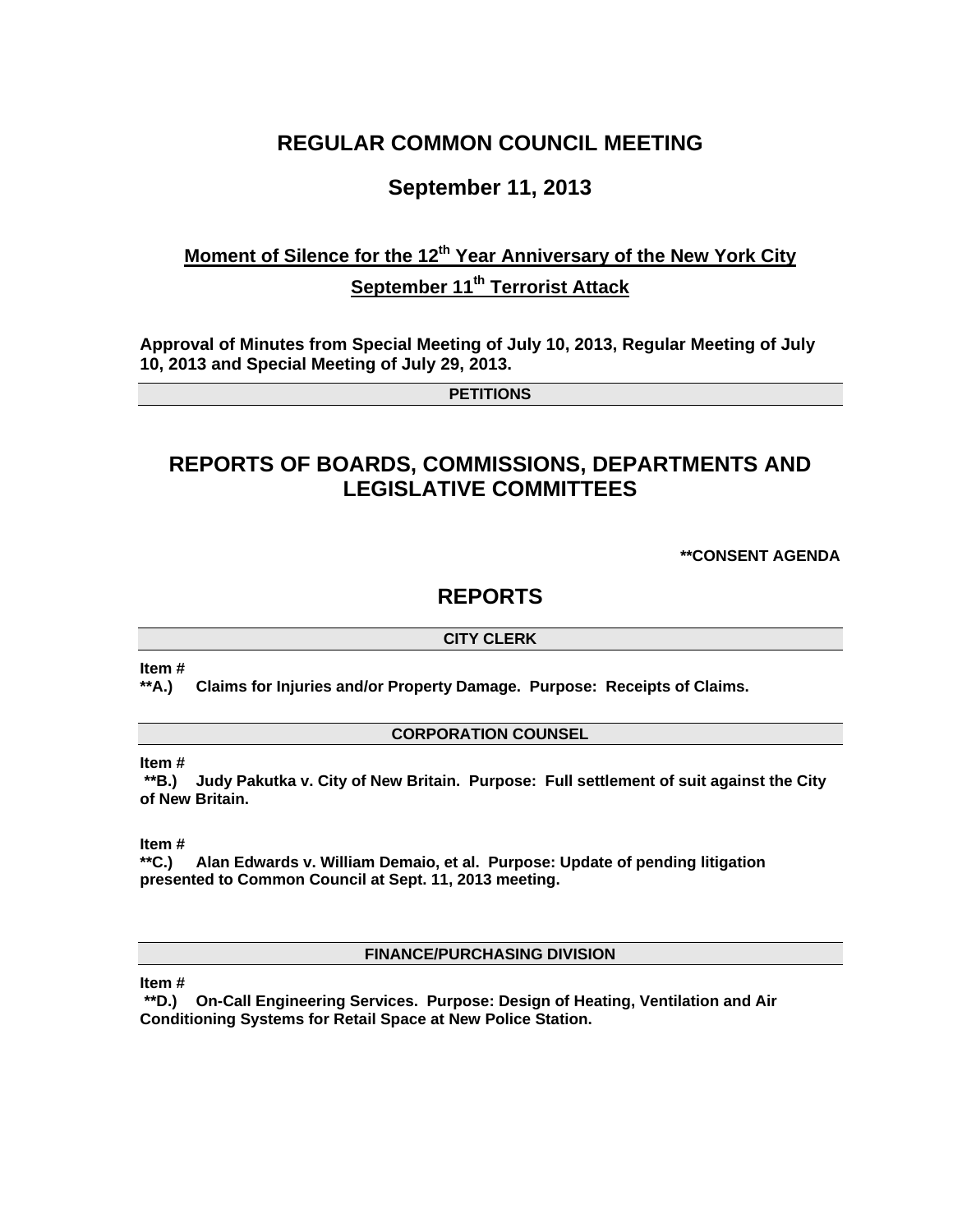# REGULAR COMMON COUNCIL MEETING

## September 11, 2013

### Moment of Silence for the 12th Year Anniversary of the New York City September 11th Terrorist Attack

**Approval of Minutes from Special Meeting of July 10, 2013, Regular Meeting of July 10, 2013 and Special Meeting of July 29, 2013.**

**PETITIONS**

## REPORTS OF BOARDS, COMMISSIONS, DEPARTMENTS AND LEGISLATIVE COMMITTEES

**\*\*CONSENT AGENDA**

## REPORTS

**CITY CLERK**

**Item #**
**\*\*A.) Claims for Injuries and/or Property Damage. Purpose: Receipts of Claims.**

**CORPORATION COUNSEL**

**Item #**
**\*\*B.) Judy Pakutka v. City of New Britain. Purpose: Full settlement of suit against the City of New Britain.**

**Item #**
**\*\*C.) Alan Edwards v. William Demaio, et al. Purpose: Update of pending litigation presented to Common Council at Sept. 11, 2013 meeting.**

**FINANCE/PURCHASING DIVISION**

**Item #**
**\*\*D.) On-Call Engineering Services. Purpose: Design of Heating, Ventilation and Air Conditioning Systems for Retail Space at New Police Station.**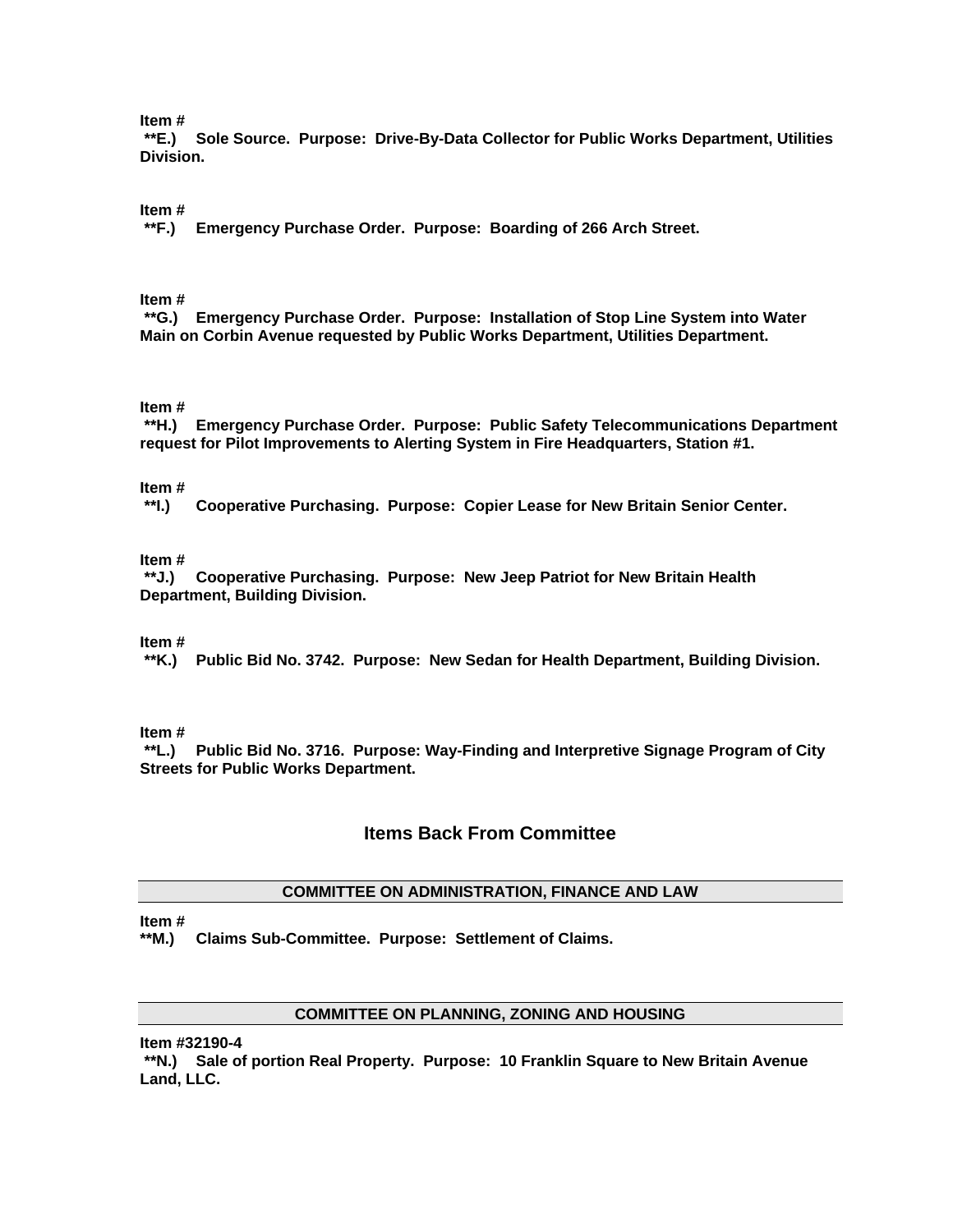**Item #**
**\*\*E.) Sole Source. Purpose: Drive-By-Data Collector for Public Works Department, Utilities Division.**

**Item #**
**\*\*F.) Emergency Purchase Order. Purpose: Boarding of 266 Arch Street.**

**Item #**
**\*\*G.) Emergency Purchase Order. Purpose: Installation of Stop Line System into Water Main on Corbin Avenue requested by Public Works Department, Utilities Department.**

**Item #**
**\*\*H.) Emergency Purchase Order. Purpose: Public Safety Telecommunications Department request for Pilot Improvements to Alerting System in Fire Headquarters, Station #1.**

**Item #**
**\*\*I.) Cooperative Purchasing. Purpose: Copier Lease for New Britain Senior Center.**

**Item #**
**\*\*J.) Cooperative Purchasing. Purpose: New Jeep Patriot for New Britain Health Department, Building Division.**

**Item #**
**\*\*K.) Public Bid No. 3742. Purpose: New Sedan for Health Department, Building Division.**

**Item #**
**\*\*L.) Public Bid No. 3716. Purpose: Way-Finding and Interpretive Signage Program of City Streets for Public Works Department.**

## Items Back From Committee

### COMMITTEE ON ADMINISTRATION, FINANCE AND LAW

**Item #**
**\*\*M.) Claims Sub-Committee. Purpose: Settlement of Claims.**

### COMMITTEE ON PLANNING, ZONING AND HOUSING

**Item #32190-4**
**\*\*N.) Sale of portion Real Property. Purpose: 10 Franklin Square to New Britain Avenue Land, LLC.**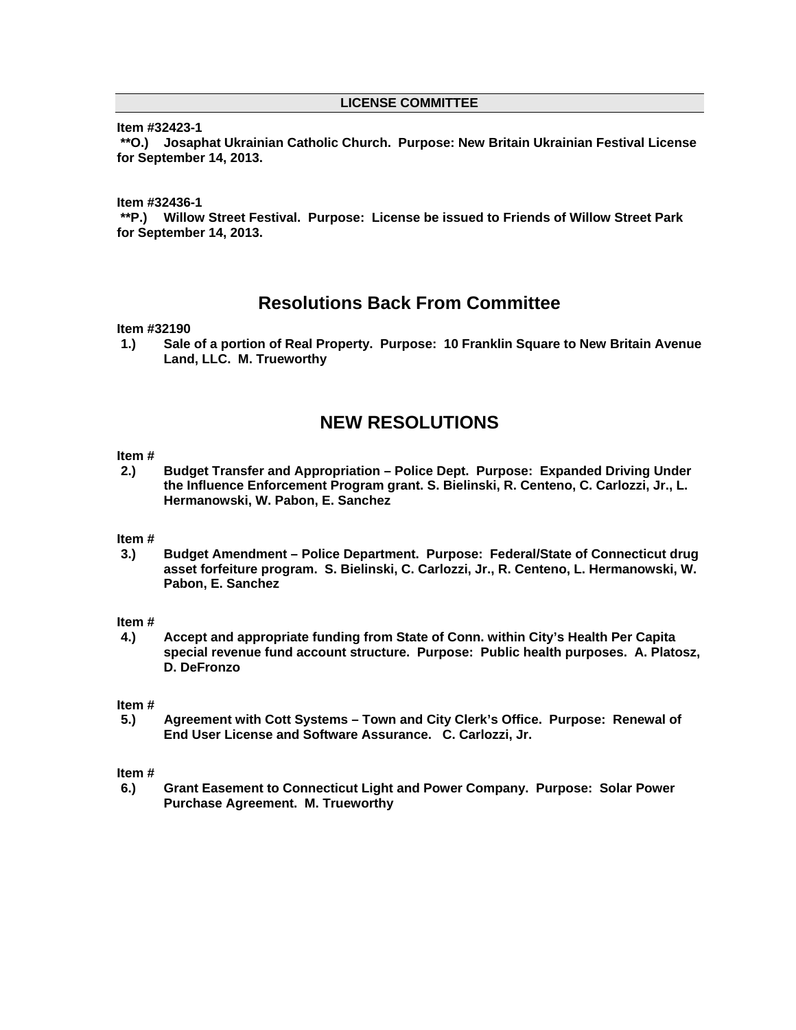## LICENSE COMMITTEE

**Item #32423-1**
**\*\*O.) Josaphat Ukrainian Catholic Church. Purpose: New Britain Ukrainian Festival License for September 14, 2013.**

**Item #32436-1**
**\*\*P.) Willow Street Festival. Purpose: License be issued to Friends of Willow Street Park for September 14, 2013.**

# Resolutions Back From Committee

**Item #32190**
**1.) Sale of a portion of Real Property. Purpose: 10 Franklin Square to New Britain Avenue Land, LLC. M. Trueworthy**

# NEW RESOLUTIONS

**Item #**
**2.) Budget Transfer and Appropriation – Police Dept. Purpose: Expanded Driving Under the Influence Enforcement Program grant. S. Bielinski, R. Centeno, C. Carlozzi, Jr., L. Hermanowski, W. Pabon, E. Sanchez**

**Item #**
**3.) Budget Amendment – Police Department. Purpose: Federal/State of Connecticut drug asset forfeiture program. S. Bielinski, C. Carlozzi, Jr., R. Centeno, L. Hermanowski, W. Pabon, E. Sanchez**

**Item #**
**4.) Accept and appropriate funding from State of Conn. within City's Health Per Capita special revenue fund account structure. Purpose: Public health purposes. A. Platosz, D. DeFronzo**

**Item #**
**5.) Agreement with Cott Systems – Town and City Clerk's Office. Purpose: Renewal of End User License and Software Assurance. C. Carlozzi, Jr.**

**Item #**
**6.) Grant Easement to Connecticut Light and Power Company. Purpose: Solar Power Purchase Agreement. M. Trueworthy**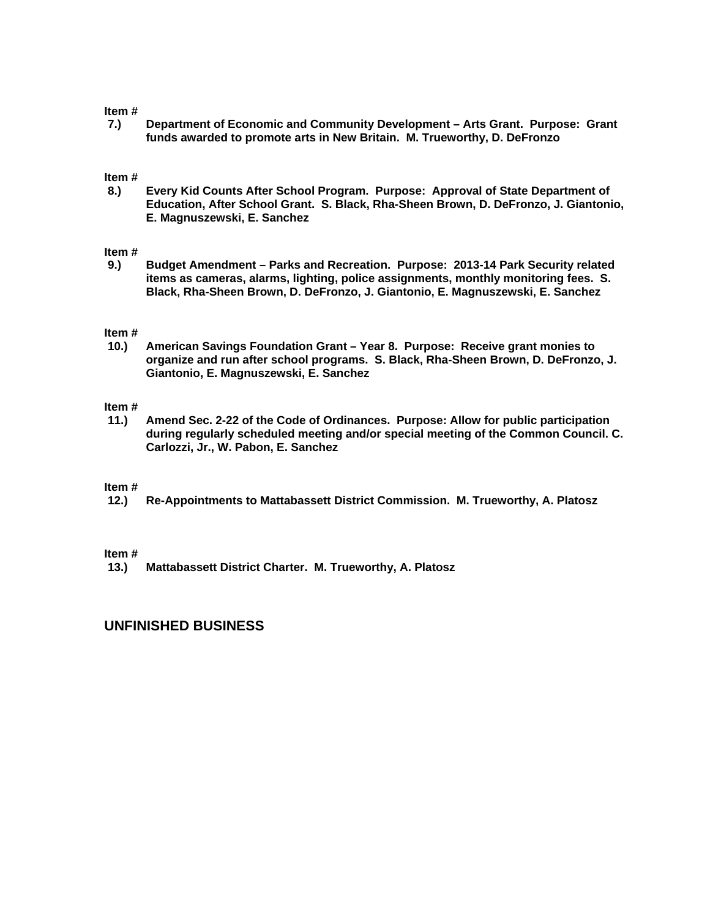**Item #**

**7.) Department of Economic and Community Development – Arts Grant. Purpose: Grant funds awarded to promote arts in New Britain. M. Trueworthy, D. DeFronzo**

**Item #**

**8.) Every Kid Counts After School Program. Purpose: Approval of State Department of Education, After School Grant. S. Black, Rha-Sheen Brown, D. DeFronzo, J. Giantonio, E. Magnuszewski, E. Sanchez**

**Item #**

**9.) Budget Amendment – Parks and Recreation. Purpose: 2013-14 Park Security related items as cameras, alarms, lighting, police assignments, monthly monitoring fees. S. Black, Rha-Sheen Brown, D. DeFronzo, J. Giantonio, E. Magnuszewski, E. Sanchez**

**Item #**

**10.) American Savings Foundation Grant – Year 8. Purpose: Receive grant monies to organize and run after school programs. S. Black, Rha-Sheen Brown, D. DeFronzo, J. Giantonio, E. Magnuszewski, E. Sanchez**

**Item #**

**11.) Amend Sec. 2-22 of the Code of Ordinances. Purpose: Allow for public participation during regularly scheduled meeting and/or special meeting of the Common Council. C. Carlozzi, Jr., W. Pabon, E. Sanchez**

**Item #**

**12.) Re-Appointments to Mattabassett District Commission. M. Trueworthy, A. Platosz**

**Item #**

**13.) Mattabassett District Charter. M. Trueworthy, A. Platosz**

## UNFINISHED BUSINESS